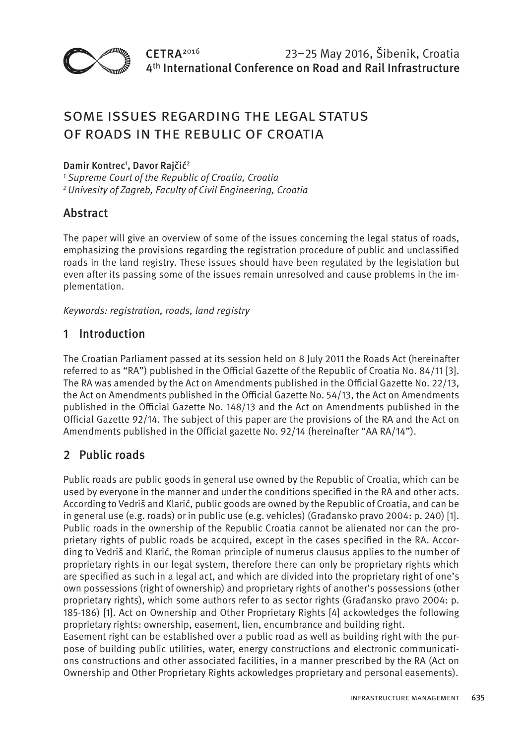# SOME ISSUES REGARDING THE LEGAL STATUS OF ROADS IN THE REBULIC OF CROATIA

**Damir Kontrec[1], Davor Rajčić[2]**

*[1] Supreme Court of the Republic of Croatia, Croatia*
*[2] Univesity of Zagreb, Faculty of Civil Engineering, Croatia*

## Abstract

The paper will give an overview of some of the issues concerning the legal status of roads, emphasizing the provisions regarding the registration procedure of public and unclassified roads in the land registry. These issues should have been regulated by the legislation but even after its passing some of the issues remain unresolved and cause problems in the implementation.

*Keywords: registration, roads, land registry*

## 1 Introduction

The Croatian Parliament passed at its session held on 8 July 2011 the Roads Act (hereinafter referred to as "RA") published in the Official Gazette of the Republic of Croatia No. 84/11 [3]. The RA was amended by the Act on Amendments published in the Official Gazette No. 22/13, the Act on Amendments published in the Official Gazette No. 54/13, the Act on Amendments published in the Official Gazette No. 148/13 and the Act on Amendments published in the Official Gazette 92/14. The subject of this paper are the provisions of the RA and the Act on Amendments published in the Official gazette No. 92/14 (hereinafter "AA RA/14").

## 2 Public roads

Public roads are public goods in general use owned by the Republic of Croatia, which can be used by everyone in the manner and under the conditions specified in the RA and other acts. According to Vedriš and Klarić, public goods are owned by the Republic of Croatia, and can be in general use (e.g. roads) or in public use (e.g. vehicles) (Građansko pravo 2004: p. 240) [1]. Public roads in the ownership of the Republic Croatia cannot be alienated nor can the proprietary rights of public roads be acquired, except in the cases specified in the RA. According to Vedriš and Klarić, the Roman principle of numerus clausus applies to the number of proprietary rights in our legal system, therefore there can only be proprietary rights which are specified as such in a legal act, and which are divided into the proprietary right of one's own possessions (right of ownership) and proprietary rights of another's possessions (other proprietary rights), which some authors refer to as sector rights (Građansko pravo 2004: p. 185-186) [1]. Act on Ownership and Other Proprietary Rights [4] ackowledges the following proprietary rights: ownership, easement, lien, encumbrance and building right.

Easement right can be established over a public road as well as building right with the purpose of building public utilities, water, energy constructions and electronic communications constructions and other associated facilities, in a manner prescribed by the RA (Act on Ownership and Other Proprietary Rights ackowledges proprietary and personal easements).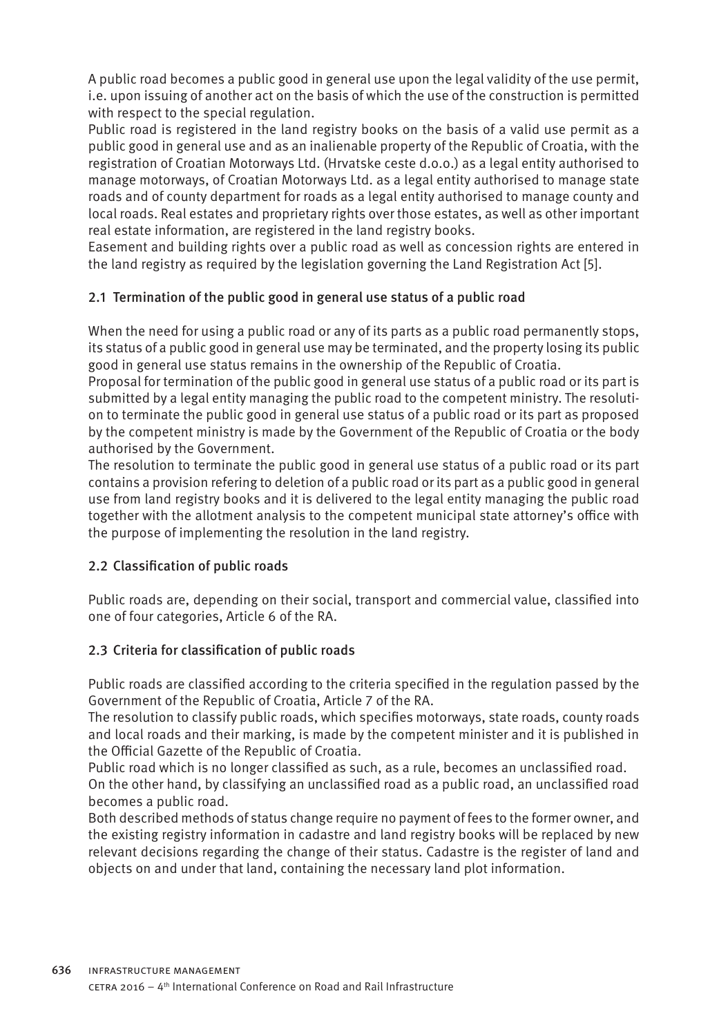A public road becomes a public good in general use upon the legal validity of the use permit, i.e. upon issuing of another act on the basis of which the use of the construction is permitted with respect to the special regulation.

Public road is registered in the land registry books on the basis of a valid use permit as a public good in general use and as an inalienable property of the Republic of Croatia, with the registration of Croatian Motorways Ltd. (Hrvatske ceste d.o.o.) as a legal entity authorised to manage motorways, of Croatian Motorways Ltd. as a legal entity authorised to manage state roads and of county department for roads as a legal entity authorised to manage county and local roads. Real estates and proprietary rights over those estates, as well as other important real estate information, are registered in the land registry books.

Easement and building rights over a public road as well as concession rights are entered in the land registry as required by the legislation governing the Land Registration Act [5].

### 2.1 Termination of the public good in general use status of a public road

When the need for using a public road or any of its parts as a public road permanently stops, its status of a public good in general use may be terminated, and the property losing its public good in general use status remains in the ownership of the Republic of Croatia.

Proposal for termination of the public good in general use status of a public road or its part is submitted by a legal entity managing the public road to the competent ministry. The resolution to terminate the public good in general use status of a public road or its part as proposed by the competent ministry is made by the Government of the Republic of Croatia or the body authorised by the Government.

The resolution to terminate the public good in general use status of a public road or its part contains a provision refering to deletion of a public road or its part as a public good in general use from land registry books and it is delivered to the legal entity managing the public road together with the allotment analysis to the competent municipal state attorney's office with the purpose of implementing the resolution in the land registry.

### 2.2 Classification of public roads

Public roads are, depending on their social, transport and commercial value, classified into one of four categories, Article 6 of the RA.

### 2.3 Criteria for classification of public roads

Public roads are classified according to the criteria specified in the regulation passed by the Government of the Republic of Croatia, Article 7 of the RA.

The resolution to classify public roads, which specifies motorways, state roads, county roads and local roads and their marking, is made by the competent minister and it is published in the Official Gazette of the Republic of Croatia.

Public road which is no longer classified as such, as a rule, becomes an unclassified road.

On the other hand, by classifying an unclassified road as a public road, an unclassified road becomes a public road.

Both described methods of status change require no payment of fees to the former owner, and the existing registry information in cadastre and land registry books will be replaced by new relevant decisions regarding the change of their status. Cadastre is the register of land and objects on and under that land, containing the necessary land plot information.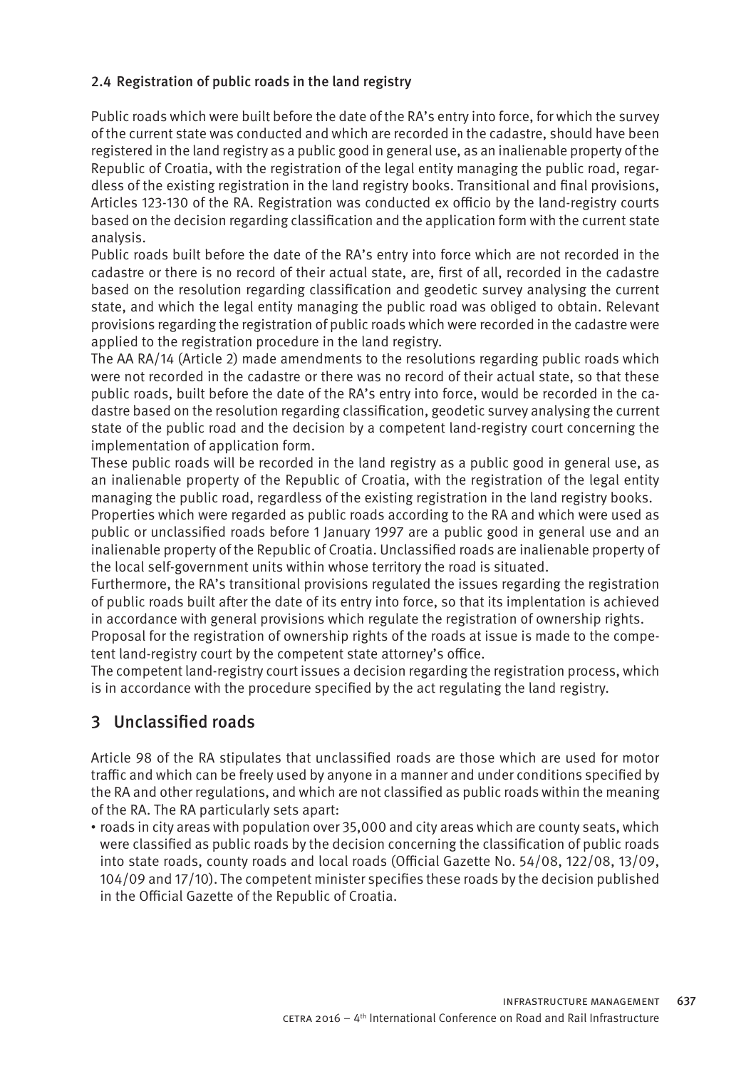### 2.4 Registration of public roads in the land registry

Public roads which were built before the date of the RA's entry into force, for which the survey of the current state was conducted and which are recorded in the cadastre, should have been registered in the land registry as a public good in general use, as an inalienable property of the Republic of Croatia, with the registration of the legal entity managing the public road, regardless of the existing registration in the land registry books. Transitional and final provisions, Articles 123-130 of the RA. Registration was conducted ex officio by the land-registry courts based on the decision regarding classification and the application form with the current state analysis.

Public roads built before the date of the RA's entry into force which are not recorded in the cadastre or there is no record of their actual state, are, first of all, recorded in the cadastre based on the resolution regarding classification and geodetic survey analysing the current state, and which the legal entity managing the public road was obliged to obtain. Relevant provisions regarding the registration of public roads which were recorded in the cadastre were applied to the registration procedure in the land registry.

The AA RA/14 (Article 2) made amendments to the resolutions regarding public roads which were not recorded in the cadastre or there was no record of their actual state, so that these public roads, built before the date of the RA's entry into force, would be recorded in the cadastre based on the resolution regarding classification, geodetic survey analysing the current state of the public road and the decision by a competent land-registry court concerning the implementation of application form.

These public roads will be recorded in the land registry as a public good in general use, as an inalienable property of the Republic of Croatia, with the registration of the legal entity managing the public road, regardless of the existing registration in the land registry books.

Properties which were regarded as public roads according to the RA and which were used as public or unclassified roads before 1 January 1997 are a public good in general use and an inalienable property of the Republic of Croatia. Unclassified roads are inalienable property of the local self-government units within whose territory the road is situated.

Furthermore, the RA's transitional provisions regulated the issues regarding the registration of public roads built after the date of its entry into force, so that its implentation is achieved in accordance with general provisions which regulate the registration of ownership rights.

Proposal for the registration of ownership rights of the roads at issue is made to the competent land-registry court by the competent state attorney's office.

The competent land-registry court issues a decision regarding the registration process, which is in accordance with the procedure specified by the act regulating the land registry.

## 3 Unclassified roads

Article 98 of the RA stipulates that unclassified roads are those which are used for motor traffic and which can be freely used by anyone in a manner and under conditions specified by the RA and other regulations, and which are not classified as public roads within the meaning of the RA. The RA particularly sets apart:

- roads in city areas with population over 35,000 and city areas which are county seats, which were classified as public roads by the decision concerning the classification of public roads into state roads, county roads and local roads (Official Gazette No. 54/08, 122/08, 13/09, 104/09 and 17/10). The competent minister specifies these roads by the decision published in the Official Gazette of the Republic of Croatia.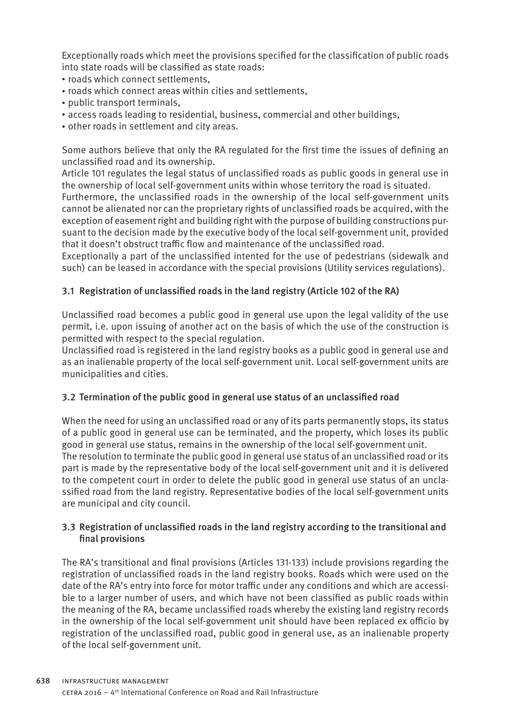Exceptionally roads which meet the provisions specified for the classification of public roads into state roads will be classified as state roads:

- roads which connect settlements,
- roads which connect areas within cities and settlements,
- public transport terminals,
- access roads leading to residential, business, commercial and other buildings,
- other roads in settlement and city areas.

Some authors believe that only the RA regulated for the first time the issues of defining an unclassified road and its ownership.

Article 101 regulates the legal status of unclassified roads as public goods in general use in the ownership of local self-government units within whose territory the road is situated.

Furthermore, the unclassified roads in the ownership of the local self-government units cannot be alienated nor can the proprietary rights of unclassified roads be acquired, with the exception of easement right and building right with the purpose of building constructions pursuant to the decision made by the executive body of the local self-government unit, provided that it doesn't obstruct traffic flow and maintenance of the unclassified road.

Exceptionally a part of the unclassified intented for the use of pedestrians (sidewalk and such) can be leased in accordance with the special provisions (Utility services regulations).

### 3.1 Registration of unclassified roads in the land registry (Article 102 of the RA)

Unclassified road becomes a public good in general use upon the legal validity of the use permit, i.e. upon issuing of another act on the basis of which the use of the construction is permitted with respect to the special regulation.

Unclassified road is registered in the land registry books as a public good in general use and as an inalienable property of the local self-government unit. Local self-government units are municipalities and cities.

### 3.2 Termination of the public good in general use status of an unclassified road

When the need for using an unclassified road or any of its parts permanently stops, its status of a public good in general use can be terminated, and the property, which loses its public good in general use status, remains in the ownership of the local self-government unit.

The resolution to terminate the public good in general use status of an unclassified road or its part is made by the representative body of the local self-government unit and it is delivered to the competent court in order to delete the public good in general use status of an unclassified road from the land registry. Representative bodies of the local self-government units are municipal and city council.

### 3.3 Registration of unclassified roads in the land registry according to the transitional and final provisions

The RA's transitional and final provisions (Articles 131-133) include provisions regarding the registration of unclassified roads in the land registry books. Roads which were used on the date of the RA's entry into force for motor traffic under any conditions and which are accessible to a larger number of users, and which have not been classified as public roads within the meaning of the RA, became unclassified roads whereby the existing land registry records in the ownership of the local self-government unit should have been replaced ex officio by registration of the unclassified road, public good in general use, as an inalienable property of the local self-government unit.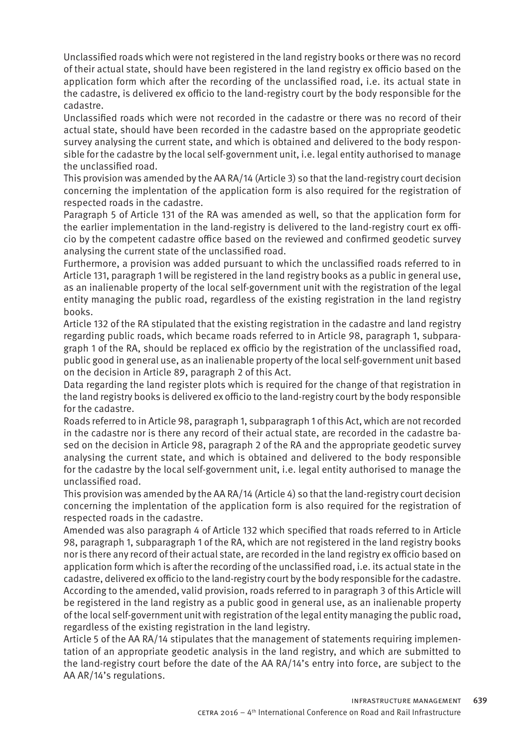Unclassified roads which were not registered in the land registry books or there was no record of their actual state, should have been registered in the land registry ex officio based on the application form which after the recording of the unclassified road, i.e. its actual state in the cadastre, is delivered ex officio to the land-registry court by the body responsible for the cadastre.

Unclassified roads which were not recorded in the cadastre or there was no record of their actual state, should have been recorded in the cadastre based on the appropriate geodetic survey analysing the current state, and which is obtained and delivered to the body responsible for the cadastre by the local self-government unit, i.e. legal entity authorised to manage the unclassified road.

This provision was amended by the AA RA/14 (Article 3) so that the land-registry court decision concerning the implentation of the application form is also required for the registration of respected roads in the cadastre.

Paragraph 5 of Article 131 of the RA was amended as well, so that the application form for the earlier implementation in the land-registry is delivered to the land-registry court ex officio by the competent cadastre office based on the reviewed and confirmed geodetic survey analysing the current state of the unclassified road.

Furthermore, a provision was added pursuant to which the unclassified roads referred to in Article 131, paragraph 1 will be registered in the land registry books as a public in general use, as an inalienable property of the local self-government unit with the registration of the legal entity managing the public road, regardless of the existing registration in the land registry books.

Article 132 of the RA stipulated that the existing registration in the cadastre and land registry regarding public roads, which became roads referred to in Article 98, paragraph 1, subparagraph 1 of the RA, should be replaced ex officio by the registration of the unclassified road, public good in general use, as an inalienable property of the local self-government unit based on the decision in Article 89, paragraph 2 of this Act.

Data regarding the land register plots which is required for the change of that registration in the land registry books is delivered ex officio to the land-registry court by the body responsible for the cadastre.

Roads referred to in Article 98, paragraph 1, subparagraph 1 of this Act, which are not recorded in the cadastre nor is there any record of their actual state, are recorded in the cadastre based on the decision in Article 98, paragraph 2 of the RA and the appropriate geodetic survey analysing the current state, and which is obtained and delivered to the body responsible for the cadastre by the local self-government unit, i.e. legal entity authorised to manage the unclassified road.

This provision was amended by the AA RA/14 (Article 4) so that the land-registry court decision concerning the implentation of the application form is also required for the registration of respected roads in the cadastre.

Amended was also paragraph 4 of Article 132 which specified that roads referred to in Article 98, paragraph 1, subparagraph 1 of the RA, which are not registered in the land registry books nor is there any record of their actual state, are recorded in the land registry ex officio based on application form which is after the recording of the unclassified road, i.e. its actual state in the cadastre, delivered ex officio to the land-registry court by the body responsible for the cadastre. According to the amended, valid provision, roads referred to in paragraph 3 of this Article will be registered in the land registry as a public good in general use, as an inalienable property of the local self-government unit with registration of the legal entity managing the public road, regardless of the existing registration in the land legistry.

Article 5 of the AA RA/14 stipulates that the management of statements requiring implementation of an appropriate geodetic analysis in the land registry, and which are submitted to the land-registry court before the date of the AA RA/14's entry into force, are subject to the AA AR/14's regulations.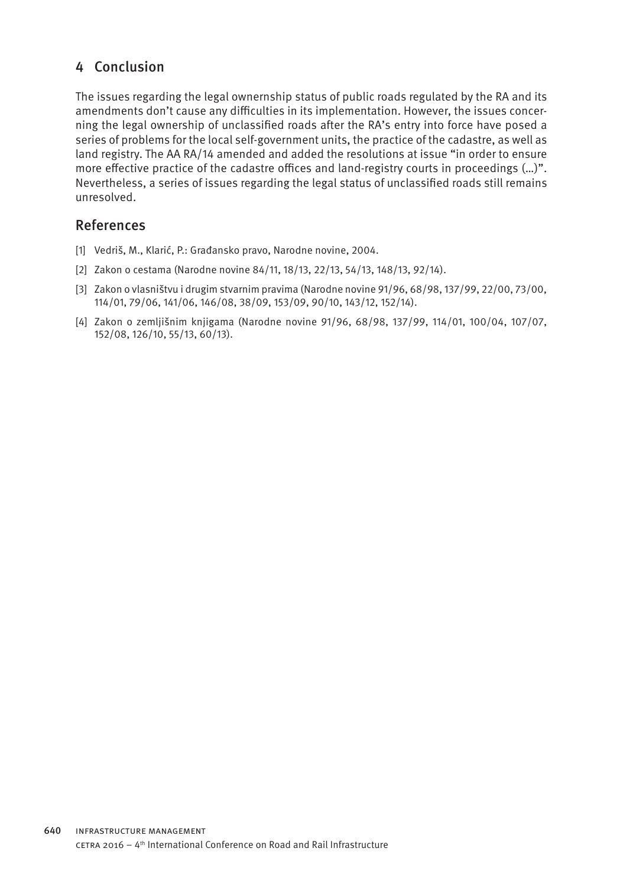## 4 Conclusion

The issues regarding the legal ownernship status of public roads regulated by the RA and its amendments don't cause any difficulties in its implementation. However, the issues concerning the legal ownership of unclassified roads after the RA's entry into force have posed a series of problems for the local self-government units, the practice of the cadastre, as well as land registry. The AA RA/14 amended and added the resolutions at issue "in order to ensure more effective practice of the cadastre offices and land-registry courts in proceedings (…)". Nevertheless, a series of issues regarding the legal status of unclassified roads still remains unresolved.

## References

[1] Vedriš, M., Klarić, P.: Građansko pravo, Narodne novine, 2004.

[2] Zakon o cestama (Narodne novine 84/11, 18/13, 22/13, 54/13, 148/13, 92/14).

[3] Zakon o vlasništvu i drugim stvarnim pravima (Narodne novine 91/96, 68/98, 137/99, 22/00, 73/00, 114/01, 79/06, 141/06, 146/08, 38/09, 153/09, 90/10, 143/12, 152/14).

[4] Zakon o zemljišnim knjigama (Narodne novine 91/96, 68/98, 137/99, 114/01, 100/04, 107/07, 152/08, 126/10, 55/13, 60/13).